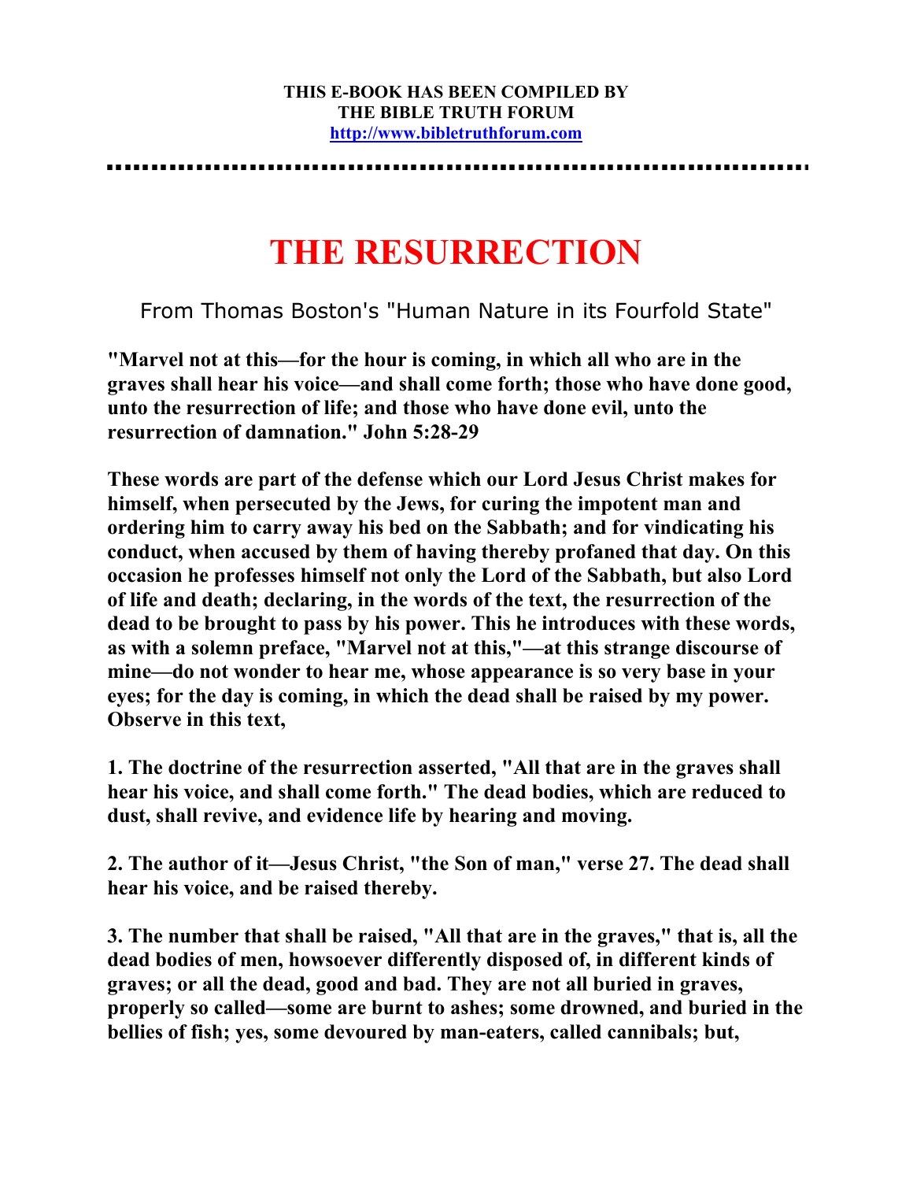**THIS E-BOOK HAS BEEN COMPILED BY**
**THE BIBLE TRUTH FORUM**
**http://www.bibletruthforum.com**

# THE RESURRECTION

From Thomas Boston's "Human Nature in its Fourfold State"

**"Marvel not at this—for the hour is coming, in which all who are in the graves shall hear his voice—and shall come forth; those who have done good, unto the resurrection of life; and those who have done evil, unto the resurrection of damnation." John 5:28-29**

**These words are part of the defense which our Lord Jesus Christ makes for himself, when persecuted by the Jews, for curing the impotent man and ordering him to carry away his bed on the Sabbath; and for vindicating his conduct, when accused by them of having thereby profaned that day. On this occasion he professes himself not only the Lord of the Sabbath, but also Lord of life and death; declaring, in the words of the text, the resurrection of the dead to be brought to pass by his power. This he introduces with these words, as with a solemn preface, "Marvel not at this,"—at this strange discourse of mine—do not wonder to hear me, whose appearance is so very base in your eyes; for the day is coming, in which the dead shall be raised by my power. Observe in this text,**

**1. The doctrine of the resurrection asserted, "All that are in the graves shall hear his voice, and shall come forth." The dead bodies, which are reduced to dust, shall revive, and evidence life by hearing and moving.**

**2. The author of it—Jesus Christ, "the Son of man," verse 27. The dead shall hear his voice, and be raised thereby.**

**3. The number that shall be raised, "All that are in the graves," that is, all the dead bodies of men, howsoever differently disposed of, in different kinds of graves; or all the dead, good and bad. They are not all buried in graves, properly so called—some are burnt to ashes; some drowned, and buried in the bellies of fish; yes, some devoured by man-eaters, called cannibals; but,**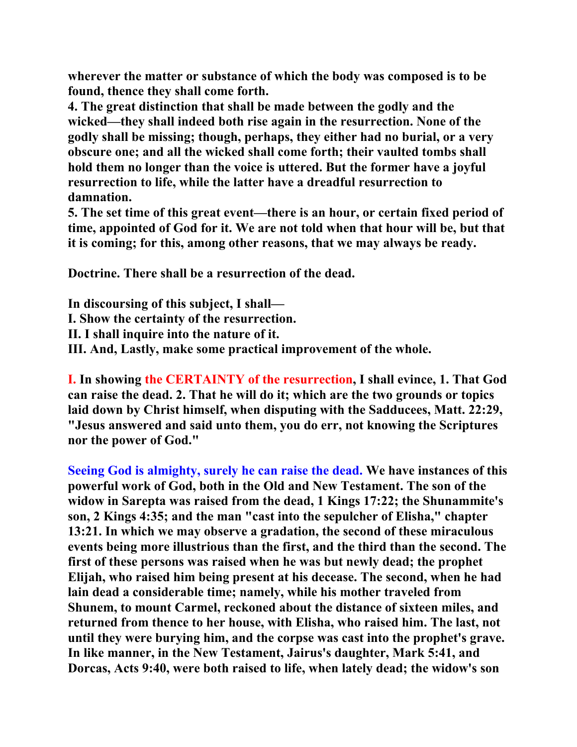**wherever the matter or substance of which the body was composed is to be found, thence they shall come forth.**

**4. The great distinction that shall be made between the godly and the wicked—they shall indeed both rise again in the resurrection. None of the godly shall be missing; though, perhaps, they either had no burial, or a very obscure one; and all the wicked shall come forth; their vaulted tombs shall hold them no longer than the voice is uttered. But the former have a joyful resurrection to life, while the latter have a dreadful resurrection to damnation.**

**5. The set time of this great event—there is an hour, or certain fixed period of time, appointed of God for it. We are not told when that hour will be, but that it is coming; for this, among other reasons, that we may always be ready.**

**Doctrine. There shall be a resurrection of the dead.**

**In discoursing of this subject, I shall—**
**I. Show the certainty of the resurrection.**
**II. I shall inquire into the nature of it.**
**III. And, Lastly, make some practical improvement of the whole.**

**I. In showing the CERTAINTY of the resurrection, I shall evince, 1. That God can raise the dead. 2. That he will do it; which are the two grounds or topics laid down by Christ himself, when disputing with the Sadducees, Matt. 22:29, "Jesus answered and said unto them, you do err, not knowing the Scriptures nor the power of God."**

**Seeing God is almighty, surely he can raise the dead. We have instances of this powerful work of God, both in the Old and New Testament. The son of the widow in Sarepta was raised from the dead, 1 Kings 17:22; the Shunammite's son, 2 Kings 4:35; and the man "cast into the sepulcher of Elisha," chapter 13:21. In which we may observe a gradation, the second of these miraculous events being more illustrious than the first, and the third than the second. The first of these persons was raised when he was but newly dead; the prophet Elijah, who raised him being present at his decease. The second, when he had lain dead a considerable time; namely, while his mother traveled from Shunem, to mount Carmel, reckoned about the distance of sixteen miles, and returned from thence to her house, with Elisha, who raised him. The last, not until they were burying him, and the corpse was cast into the prophet's grave. In like manner, in the New Testament, Jairus's daughter, Mark 5:41, and Dorcas, Acts 9:40, were both raised to life, when lately dead; the widow's son**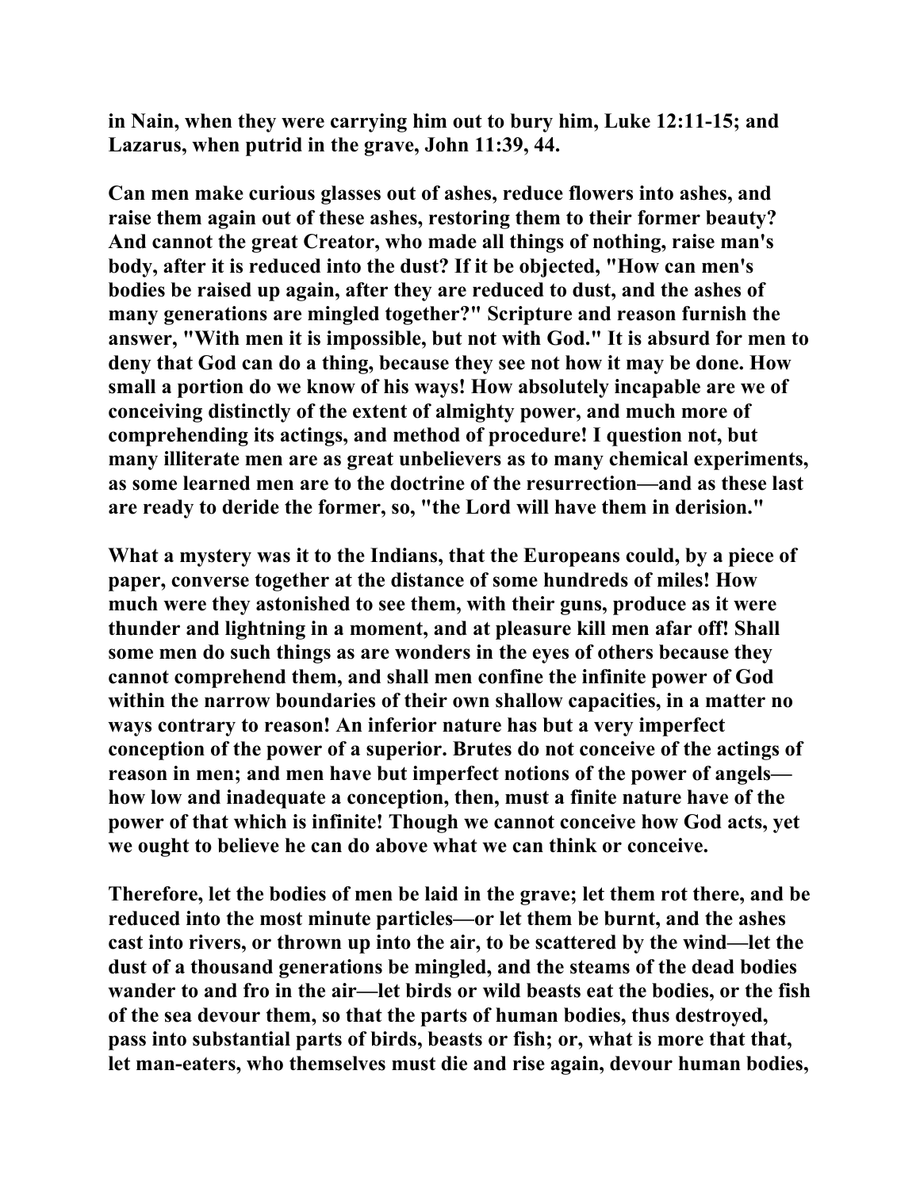in Nain, when they were carrying him out to bury him, Luke 12:11-15; and Lazarus, when putrid in the grave, John 11:39, 44.

Can men make curious glasses out of ashes, reduce flowers into ashes, and raise them again out of these ashes, restoring them to their former beauty? And cannot the great Creator, who made all things of nothing, raise man's body, after it is reduced into the dust? If it be objected, "How can men's bodies be raised up again, after they are reduced to dust, and the ashes of many generations are mingled together?" Scripture and reason furnish the answer, "With men it is impossible, but not with God." It is absurd for men to deny that God can do a thing, because they see not how it may be done. How small a portion do we know of his ways! How absolutely incapable are we of conceiving distinctly of the extent of almighty power, and much more of comprehending its actings, and method of procedure! I question not, but many illiterate men are as great unbelievers as to many chemical experiments, as some learned men are to the doctrine of the resurrection—and as these last are ready to deride the former, so, "the Lord will have them in derision."

What a mystery was it to the Indians, that the Europeans could, by a piece of paper, converse together at the distance of some hundreds of miles! How much were they astonished to see them, with their guns, produce as it were thunder and lightning in a moment, and at pleasure kill men afar off! Shall some men do such things as are wonders in the eyes of others because they cannot comprehend them, and shall men confine the infinite power of God within the narrow boundaries of their own shallow capacities, in a matter no ways contrary to reason! An inferior nature has but a very imperfect conception of the power of a superior. Brutes do not conceive of the actings of reason in men; and men have but imperfect notions of the power of angels—how low and inadequate a conception, then, must a finite nature have of the power of that which is infinite! Though we cannot conceive how God acts, yet we ought to believe he can do above what we can think or conceive.

Therefore, let the bodies of men be laid in the grave; let them rot there, and be reduced into the most minute particles—or let them be burnt, and the ashes cast into rivers, or thrown up into the air, to be scattered by the wind—let the dust of a thousand generations be mingled, and the steams of the dead bodies wander to and fro in the air—let birds or wild beasts eat the bodies, or the fish of the sea devour them, so that the parts of human bodies, thus destroyed, pass into substantial parts of birds, beasts or fish; or, what is more that that, let man-eaters, who themselves must die and rise again, devour human bodies,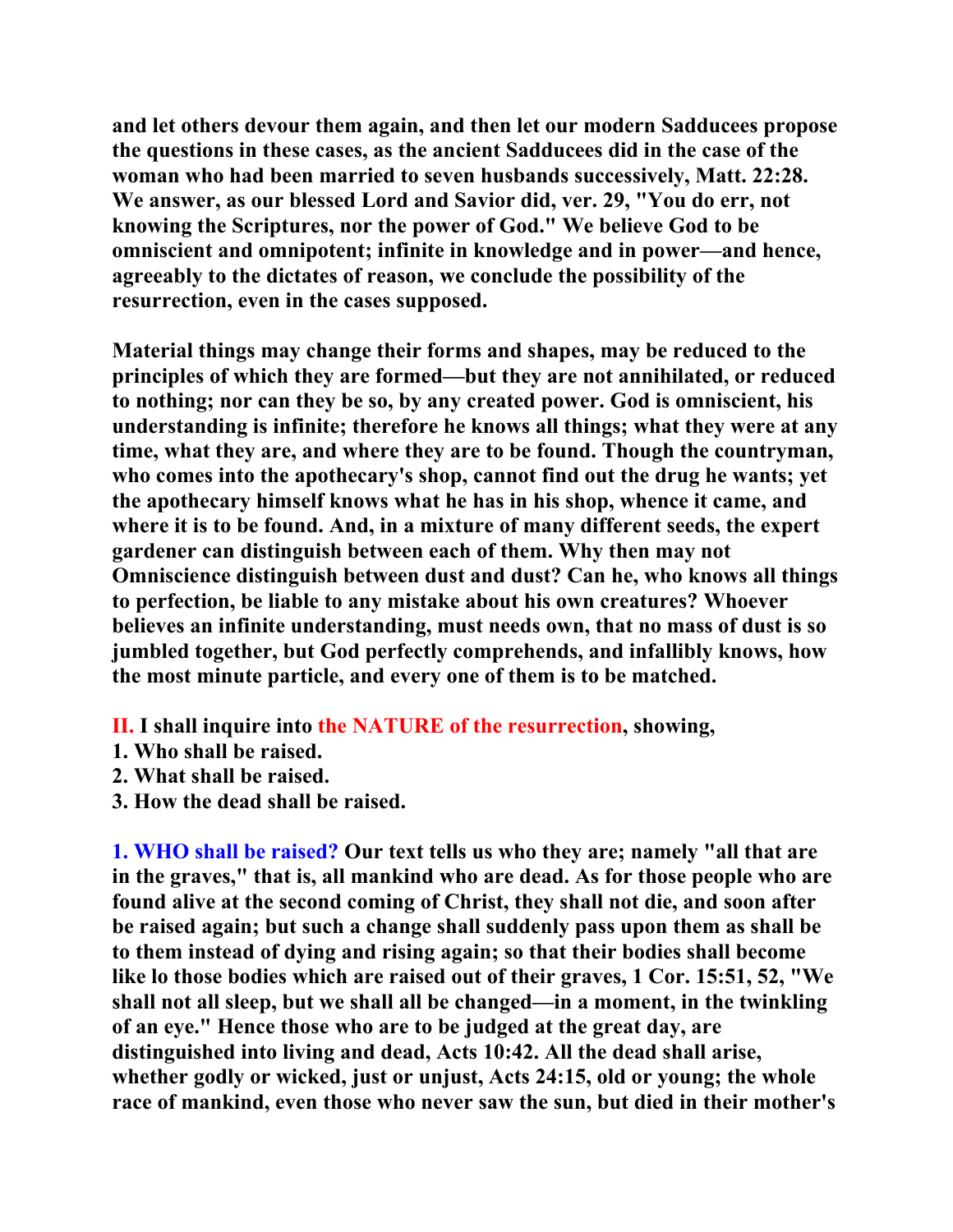**and let others devour them again, and then let our modern Sadducees propose the questions in these cases, as the ancient Sadducees did in the case of the woman who had been married to seven husbands successively, Matt. 22:28. We answer, as our blessed Lord and Savior did, ver. 29, "You do err, not knowing the Scriptures, nor the power of God." We believe God to be omniscient and omnipotent; infinite in knowledge and in power—and hence, agreeably to the dictates of reason, we conclude the possibility of the resurrection, even in the cases supposed.**

**Material things may change their forms and shapes, may be reduced to the principles of which they are formed—but they are not annihilated, or reduced to nothing; nor can they be so, by any created power. God is omniscient, his understanding is infinite; therefore he knows all things; what they were at any time, what they are, and where they are to be found. Though the countryman, who comes into the apothecary's shop, cannot find out the drug he wants; yet the apothecary himself knows what he has in his shop, whence it came, and where it is to be found. And, in a mixture of many different seeds, the expert gardener can distinguish between each of them. Why then may not Omniscience distinguish between dust and dust? Can he, who knows all things to perfection, be liable to any mistake about his own creatures? Whoever believes an infinite understanding, must needs own, that no mass of dust is so jumbled together, but God perfectly comprehends, and infallibly knows, how the most minute particle, and every one of them is to be matched.**

**II. I shall inquire into the NATURE of the resurrection, showing,**
**1. Who shall be raised.**
**2. What shall be raised.**
**3. How the dead shall be raised.**

**1. WHO shall be raised? Our text tells us who they are; namely "all that are in the graves," that is, all mankind who are dead. As for those people who are found alive at the second coming of Christ, they shall not die, and soon after be raised again; but such a change shall suddenly pass upon them as shall be to them instead of dying and rising again; so that their bodies shall become like lo those bodies which are raised out of their graves, 1 Cor. 15:51, 52, "We shall not all sleep, but we shall all be changed—in a moment, in the twinkling of an eye." Hence those who are to be judged at the great day, are distinguished into living and dead, Acts 10:42. All the dead shall arise, whether godly or wicked, just or unjust, Acts 24:15, old or young; the whole race of mankind, even those who never saw the sun, but died in their mother's**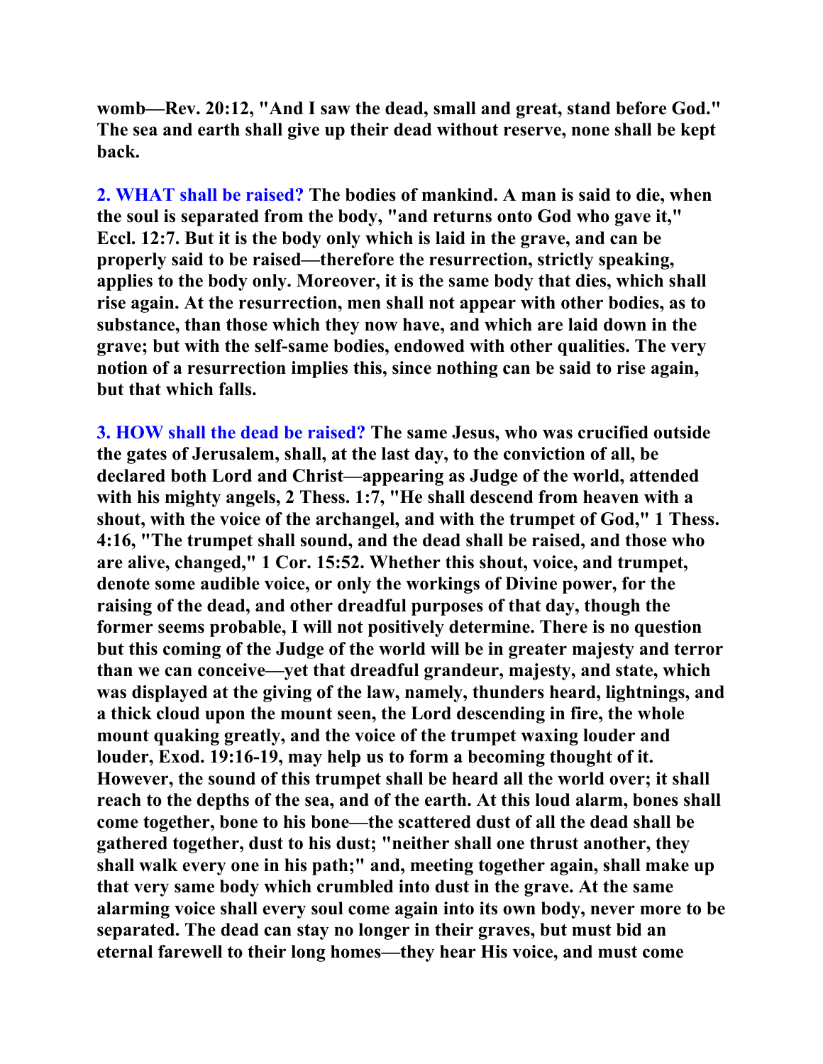**womb—Rev. 20:12, "And I saw the dead, small and great, stand before God." The sea and earth shall give up their dead without reserve, none shall be kept back.**

**2. WHAT shall be raised? The bodies of mankind. A man is said to die, when the soul is separated from the body, "and returns onto God who gave it," Eccl. 12:7. But it is the body only which is laid in the grave, and can be properly said to be raised—therefore the resurrection, strictly speaking, applies to the body only. Moreover, it is the same body that dies, which shall rise again. At the resurrection, men shall not appear with other bodies, as to substance, than those which they now have, and which are laid down in the grave; but with the self-same bodies, endowed with other qualities. The very notion of a resurrection implies this, since nothing can be said to rise again, but that which falls.**

**3. HOW shall the dead be raised? The same Jesus, who was crucified outside the gates of Jerusalem, shall, at the last day, to the conviction of all, be declared both Lord and Christ—appearing as Judge of the world, attended with his mighty angels, 2 Thess. 1:7, "He shall descend from heaven with a shout, with the voice of the archangel, and with the trumpet of God," 1 Thess. 4:16, "The trumpet shall sound, and the dead shall be raised, and those who are alive, changed," 1 Cor. 15:52. Whether this shout, voice, and trumpet, denote some audible voice, or only the workings of Divine power, for the raising of the dead, and other dreadful purposes of that day, though the former seems probable, I will not positively determine. There is no question but this coming of the Judge of the world will be in greater majesty and terror than we can conceive—yet that dreadful grandeur, majesty, and state, which was displayed at the giving of the law, namely, thunders heard, lightnings, and a thick cloud upon the mount seen, the Lord descending in fire, the whole mount quaking greatly, and the voice of the trumpet waxing louder and louder, Exod. 19:16-19, may help us to form a becoming thought of it. However, the sound of this trumpet shall be heard all the world over; it shall reach to the depths of the sea, and of the earth. At this loud alarm, bones shall come together, bone to his bone—the scattered dust of all the dead shall be gathered together, dust to his dust; "neither shall one thrust another, they shall walk every one in his path;" and, meeting together again, shall make up that very same body which crumbled into dust in the grave. At the same alarming voice shall every soul come again into its own body, never more to be separated. The dead can stay no longer in their graves, but must bid an eternal farewell to their long homes—they hear His voice, and must come**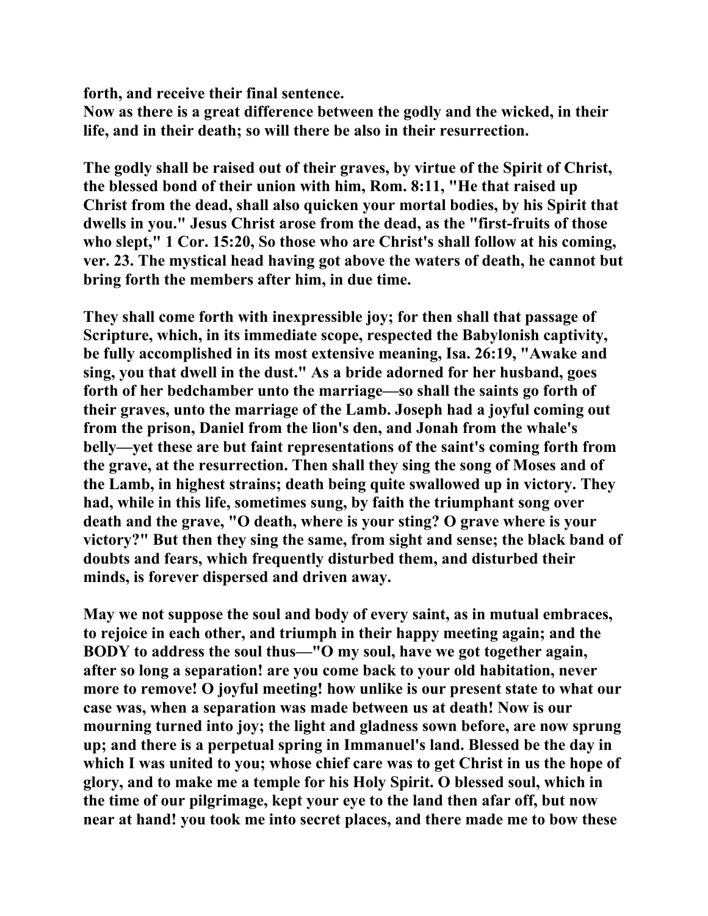**forth, and receive their final sentence.**
**Now as there is a great difference between the godly and the wicked, in their life, and in their death; so will there be also in their resurrection.**

**The godly shall be raised out of their graves, by virtue of the Spirit of Christ, the blessed bond of their union with him, Rom. 8:11, "He that raised up Christ from the dead, shall also quicken your mortal bodies, by his Spirit that dwells in you." Jesus Christ arose from the dead, as the "first-fruits of those who slept," 1 Cor. 15:20, So those who are Christ's shall follow at his coming, ver. 23. The mystical head having got above the waters of death, he cannot but bring forth the members after him, in due time.**

**They shall come forth with inexpressible joy; for then shall that passage of Scripture, which, in its immediate scope, respected the Babylonish captivity, be fully accomplished in its most extensive meaning, Isa. 26:19, "Awake and sing, you that dwell in the dust." As a bride adorned for her husband, goes forth of her bedchamber unto the marriage—so shall the saints go forth of their graves, unto the marriage of the Lamb. Joseph had a joyful coming out from the prison, Daniel from the lion's den, and Jonah from the whale's belly—yet these are but faint representations of the saint's coming forth from the grave, at the resurrection. Then shall they sing the song of Moses and of the Lamb, in highest strains; death being quite swallowed up in victory. They had, while in this life, sometimes sung, by faith the triumphant song over death and the grave, "O death, where is your sting? O grave where is your victory?" But then they sing the same, from sight and sense; the black band of doubts and fears, which frequently disturbed them, and disturbed their minds, is forever dispersed and driven away.**

**May we not suppose the soul and body of every saint, as in mutual embraces, to rejoice in each other, and triumph in their happy meeting again; and the BODY to address the soul thus—"O my soul, have we got together again, after so long a separation! are you come back to your old habitation, never more to remove! O joyful meeting! how unlike is our present state to what our case was, when a separation was made between us at death! Now is our mourning turned into joy; the light and gladness sown before, are now sprung up; and there is a perpetual spring in Immanuel's land. Blessed be the day in which I was united to you; whose chief care was to get Christ in us the hope of glory, and to make me a temple for his Holy Spirit. O blessed soul, which in the time of our pilgrimage, kept your eye to the land then afar off, but now near at hand! you took me into secret places, and there made me to bow these**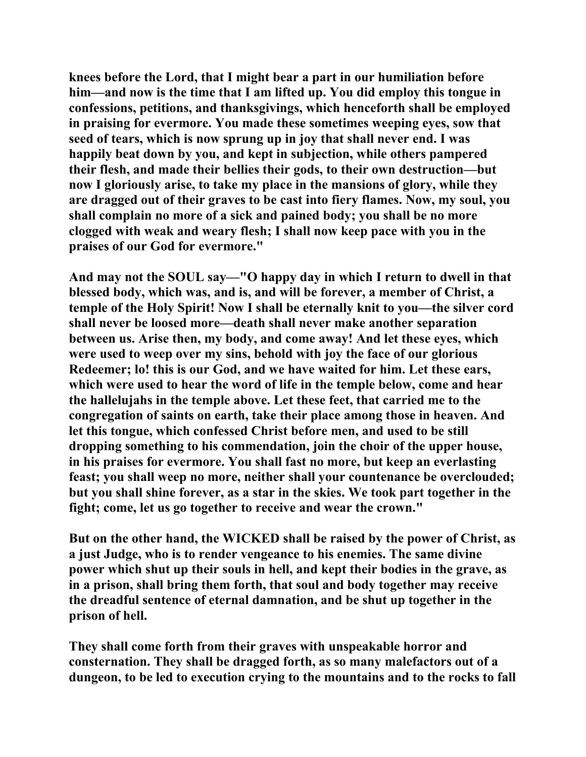**knees before the Lord, that I might bear a part in our humiliation before him—and now is the time that I am lifted up. You did employ this tongue in confessions, petitions, and thanksgivings, which henceforth shall be employed in praising for evermore. You made these sometimes weeping eyes, sow that seed of tears, which is now sprung up in joy that shall never end. I was happily beat down by you, and kept in subjection, while others pampered their flesh, and made their bellies their gods, to their own destruction—but now I gloriously arise, to take my place in the mansions of glory, while they are dragged out of their graves to be cast into fiery flames. Now, my soul, you shall complain no more of a sick and pained body; you shall be no more clogged with weak and weary flesh; I shall now keep pace with you in the praises of our God for evermore."**

**And may not the SOUL say—"O happy day in which I return to dwell in that blessed body, which was, and is, and will be forever, a member of Christ, a temple of the Holy Spirit! Now I shall be eternally knit to you—the silver cord shall never be loosed more—death shall never make another separation between us. Arise then, my body, and come away! And let these eyes, which were used to weep over my sins, behold with joy the face of our glorious Redeemer; lo! this is our God, and we have waited for him. Let these ears, which were used to hear the word of life in the temple below, come and hear the hallelujahs in the temple above. Let these feet, that carried me to the congregation of saints on earth, take their place among those in heaven. And let this tongue, which confessed Christ before men, and used to be still dropping something to his commendation, join the choir of the upper house, in his praises for evermore. You shall fast no more, but keep an everlasting feast; you shall weep no more, neither shall your countenance be overclouded; but you shall shine forever, as a star in the skies. We took part together in the fight; come, let us go together to receive and wear the crown."**

**But on the other hand, the WICKED shall be raised by the power of Christ, as a just Judge, who is to render vengeance to his enemies. The same divine power which shut up their souls in hell, and kept their bodies in the grave, as in a prison, shall bring them forth, that soul and body together may receive the dreadful sentence of eternal damnation, and be shut up together in the prison of hell.**

**They shall come forth from their graves with unspeakable horror and consternation. They shall be dragged forth, as so many malefactors out of a dungeon, to be led to execution crying to the mountains and to the rocks to fall**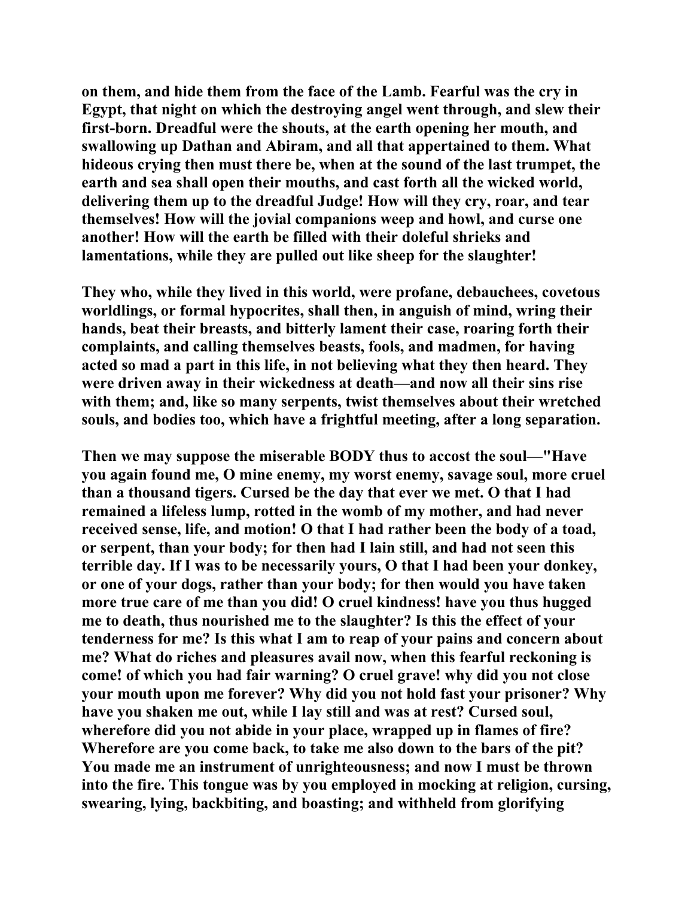**on them, and hide them from the face of the Lamb. Fearful was the cry in Egypt, that night on which the destroying angel went through, and slew their first-born. Dreadful were the shouts, at the earth opening her mouth, and swallowing up Dathan and Abiram, and all that appertained to them. What hideous crying then must there be, when at the sound of the last trumpet, the earth and sea shall open their mouths, and cast forth all the wicked world, delivering them up to the dreadful Judge! How will they cry, roar, and tear themselves! How will the jovial companions weep and howl, and curse one another! How will the earth be filled with their doleful shrieks and lamentations, while they are pulled out like sheep for the slaughter!**

**They who, while they lived in this world, were profane, debauchees, covetous worldlings, or formal hypocrites, shall then, in anguish of mind, wring their hands, beat their breasts, and bitterly lament their case, roaring forth their complaints, and calling themselves beasts, fools, and madmen, for having acted so mad a part in this life, in not believing what they then heard. They were driven away in their wickedness at death—and now all their sins rise with them; and, like so many serpents, twist themselves about their wretched souls, and bodies too, which have a frightful meeting, after a long separation.**

**Then we may suppose the miserable BODY thus to accost the soul—"Have you again found me, O mine enemy, my worst enemy, savage soul, more cruel than a thousand tigers. Cursed be the day that ever we met. O that I had remained a lifeless lump, rotted in the womb of my mother, and had never received sense, life, and motion! O that I had rather been the body of a toad, or serpent, than your body; for then had I lain still, and had not seen this terrible day. If I was to be necessarily yours, O that I had been your donkey, or one of your dogs, rather than your body; for then would you have taken more true care of me than you did! O cruel kindness! have you thus hugged me to death, thus nourished me to the slaughter? Is this the effect of your tenderness for me? Is this what I am to reap of your pains and concern about me? What do riches and pleasures avail now, when this fearful reckoning is come! of which you had fair warning? O cruel grave! why did you not close your mouth upon me forever? Why did you not hold fast your prisoner? Why have you shaken me out, while I lay still and was at rest? Cursed soul, wherefore did you not abide in your place, wrapped up in flames of fire? Wherefore are you come back, to take me also down to the bars of the pit? You made me an instrument of unrighteousness; and now I must be thrown into the fire. This tongue was by you employed in mocking at religion, cursing, swearing, lying, backbiting, and boasting; and withheld from glorifying**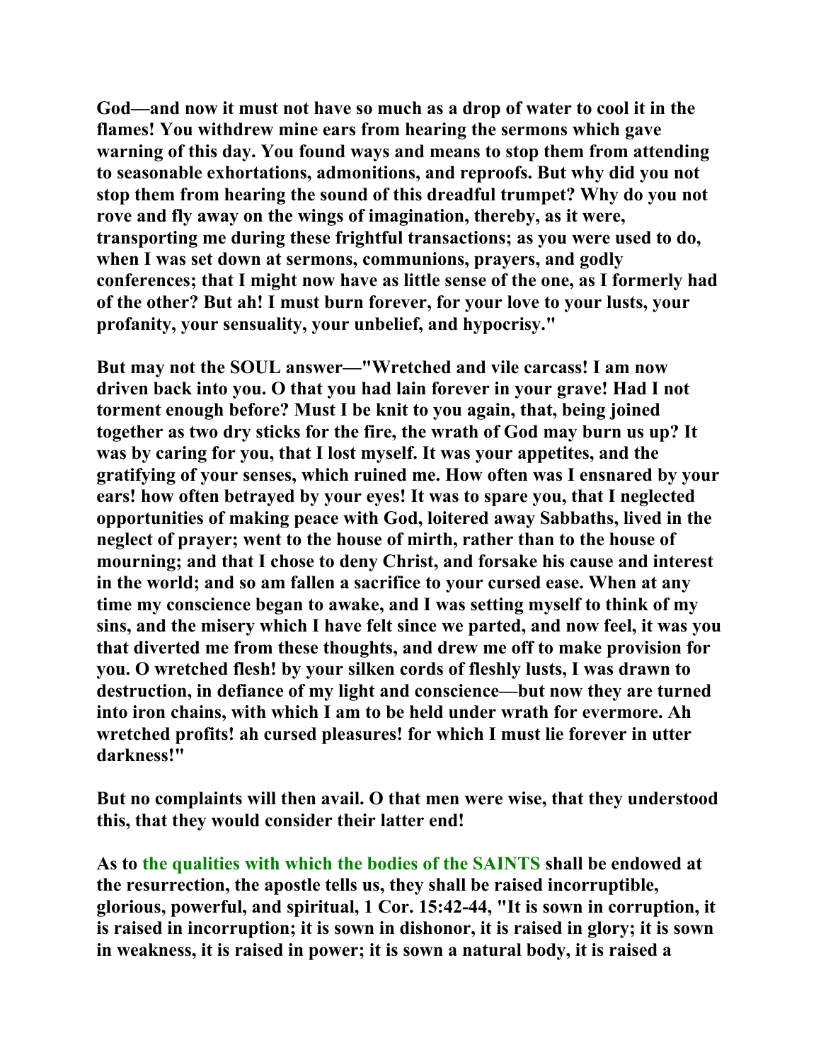**God—and now it must not have so much as a drop of water to cool it in the flames! You withdrew mine ears from hearing the sermons which gave warning of this day. You found ways and means to stop them from attending to seasonable exhortations, admonitions, and reproofs. But why did you not stop them from hearing the sound of this dreadful trumpet? Why do you not rove and fly away on the wings of imagination, thereby, as it were, transporting me during these frightful transactions; as you were used to do, when I was set down at sermons, communions, prayers, and godly conferences; that I might now have as little sense of the one, as I formerly had of the other? But ah! I must burn forever, for your love to your lusts, your profanity, your sensuality, your unbelief, and hypocrisy."**

**But may not the SOUL answer—"Wretched and vile carcass! I am now driven back into you. O that you had lain forever in your grave! Had I not torment enough before? Must I be knit to you again, that, being joined together as two dry sticks for the fire, the wrath of God may burn us up? It was by caring for you, that I lost myself. It was your appetites, and the gratifying of your senses, which ruined me. How often was I ensnared by your ears! how often betrayed by your eyes! It was to spare you, that I neglected opportunities of making peace with God, loitered away Sabbaths, lived in the neglect of prayer; went to the house of mirth, rather than to the house of mourning; and that I chose to deny Christ, and forsake his cause and interest in the world; and so am fallen a sacrifice to your cursed ease. When at any time my conscience began to awake, and I was setting myself to think of my sins, and the misery which I have felt since we parted, and now feel, it was you that diverted me from these thoughts, and drew me off to make provision for you. O wretched flesh! by your silken cords of fleshly lusts, I was drawn to destruction, in defiance of my light and conscience—but now they are turned into iron chains, with which I am to be held under wrath for evermore. Ah wretched profits! ah cursed pleasures! for which I must lie forever in utter darkness!"**

**But no complaints will then avail. O that men were wise, that they understood this, that they would consider their latter end!**

**As to the qualities with which the bodies of the SAINTS shall be endowed at the resurrection, the apostle tells us, they shall be raised incorruptible, glorious, powerful, and spiritual, 1 Cor. 15:42-44, "It is sown in corruption, it is raised in incorruption; it is sown in dishonor, it is raised in glory; it is sown in weakness, it is raised in power; it is sown a natural body, it is raised a**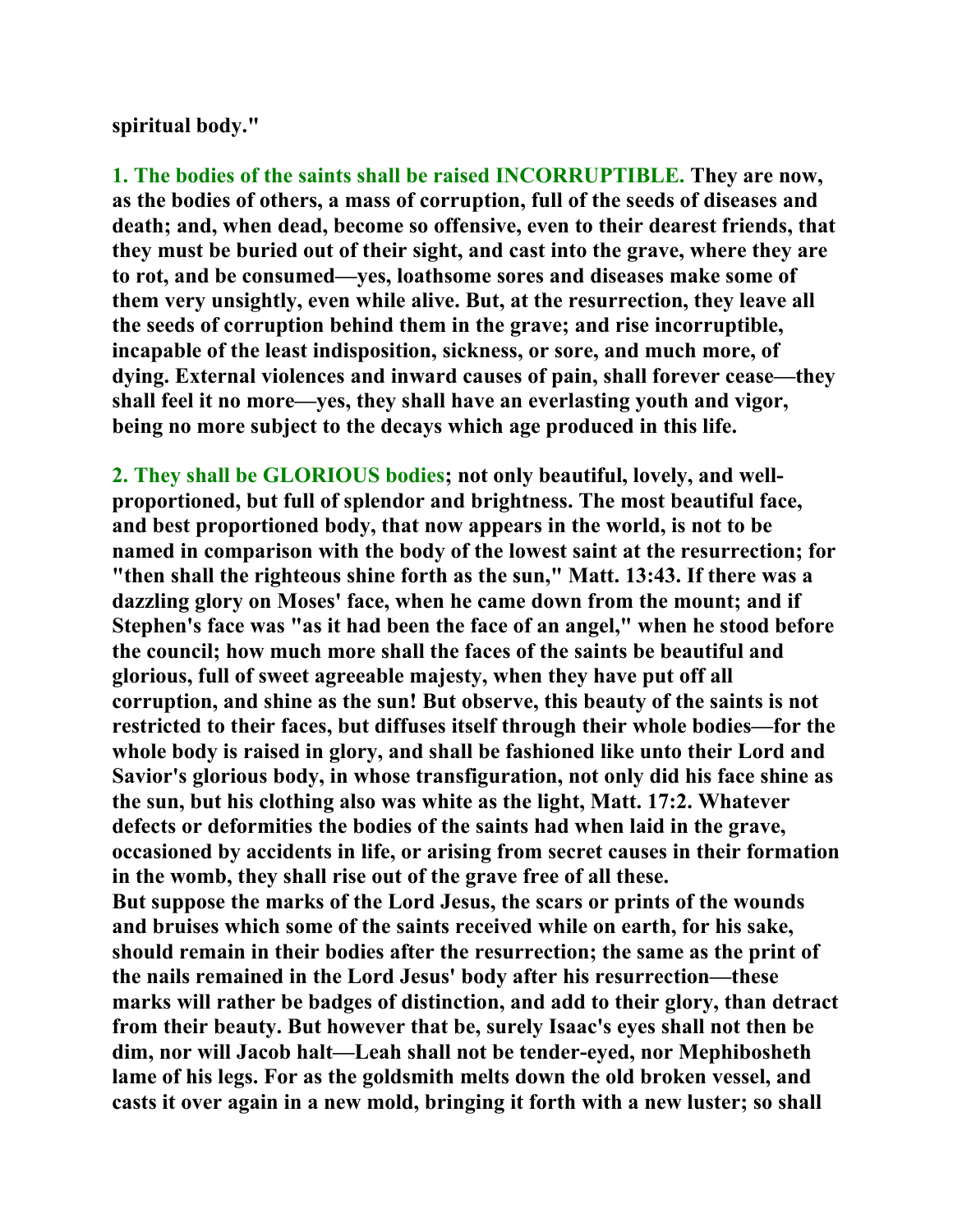**spiritual body."**

**1. The bodies of the saints shall be raised INCORRUPTIBLE. They are now, as the bodies of others, a mass of corruption, full of the seeds of diseases and death; and, when dead, become so offensive, even to their dearest friends, that they must be buried out of their sight, and cast into the grave, where they are to rot, and be consumed—yes, loathsome sores and diseases make some of them very unsightly, even while alive. But, at the resurrection, they leave all the seeds of corruption behind them in the grave; and rise incorruptible, incapable of the least indisposition, sickness, or sore, and much more, of dying. External violences and inward causes of pain, shall forever cease—they shall feel it no more—yes, they shall have an everlasting youth and vigor, being no more subject to the decays which age produced in this life.**

**2. They shall be GLORIOUS bodies; not only beautiful, lovely, and well-proportioned, but full of splendor and brightness. The most beautiful face, and best proportioned body, that now appears in the world, is not to be named in comparison with the body of the lowest saint at the resurrection; for "then shall the righteous shine forth as the sun," Matt. 13:43. If there was a dazzling glory on Moses' face, when he came down from the mount; and if Stephen's face was "as it had been the face of an angel," when he stood before the council; how much more shall the faces of the saints be beautiful and glorious, full of sweet agreeable majesty, when they have put off all corruption, and shine as the sun! But observe, this beauty of the saints is not restricted to their faces, but diffuses itself through their whole bodies—for the whole body is raised in glory, and shall be fashioned like unto their Lord and Savior's glorious body, in whose transfiguration, not only did his face shine as the sun, but his clothing also was white as the light, Matt. 17:2. Whatever defects or deformities the bodies of the saints had when laid in the grave, occasioned by accidents in life, or arising from secret causes in their formation in the womb, they shall rise out of the grave free of all these.**
**But suppose the marks of the Lord Jesus, the scars or prints of the wounds and bruises which some of the saints received while on earth, for his sake, should remain in their bodies after the resurrection; the same as the print of the nails remained in the Lord Jesus' body after his resurrection—these marks will rather be badges of distinction, and add to their glory, than detract from their beauty. But however that be, surely Isaac's eyes shall not then be dim, nor will Jacob halt—Leah shall not be tender-eyed, nor Mephibosheth lame of his legs. For as the goldsmith melts down the old broken vessel, and casts it over again in a new mold, bringing it forth with a new luster; so shall**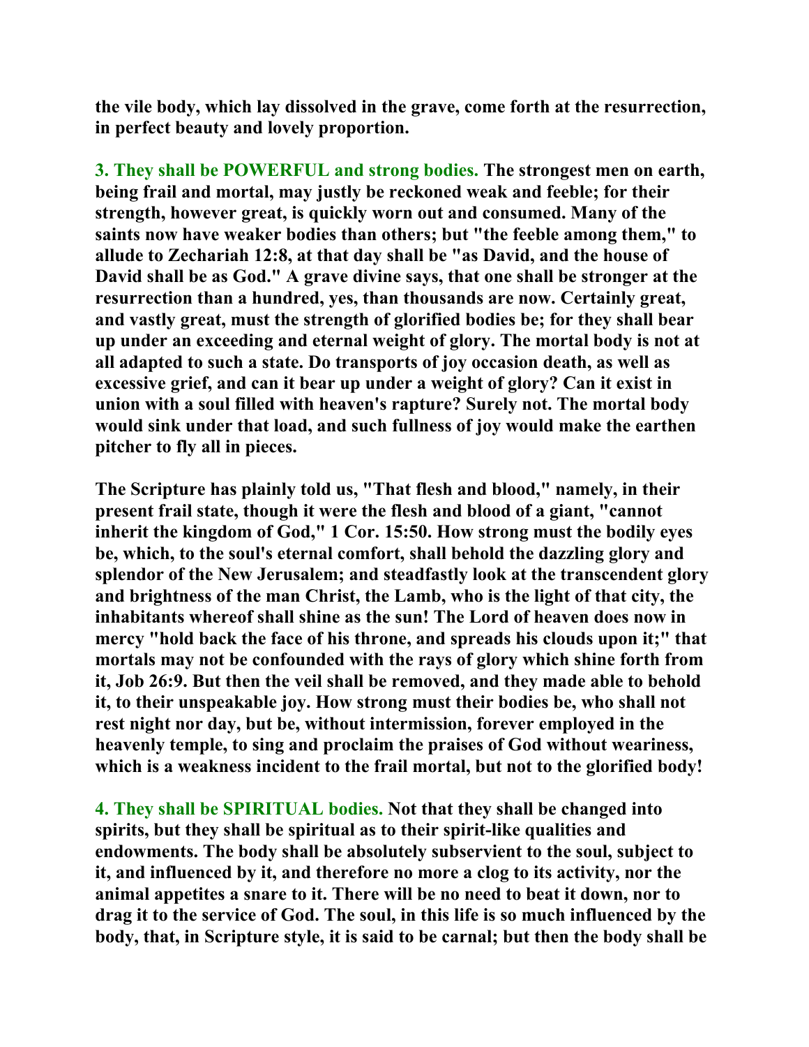**the vile body, which lay dissolved in the grave, come forth at the resurrection, in perfect beauty and lovely proportion.**

**3. They shall be POWERFUL and strong bodies.** **The strongest men on earth, being frail and mortal, may justly be reckoned weak and feeble; for their strength, however great, is quickly worn out and consumed. Many of the saints now have weaker bodies than others; but "the feeble among them," to allude to Zechariah 12:8, at that day shall be "as David, and the house of David shall be as God." A grave divine says, that one shall be stronger at the resurrection than a hundred, yes, than thousands are now. Certainly great, and vastly great, must the strength of glorified bodies be; for they shall bear up under an exceeding and eternal weight of glory. The mortal body is not at all adapted to such a state. Do transports of joy occasion death, as well as excessive grief, and can it bear up under a weight of glory? Can it exist in union with a soul filled with heaven's rapture? Surely not. The mortal body would sink under that load, and such fullness of joy would make the earthen pitcher to fly all in pieces.**

**The Scripture has plainly told us, "That flesh and blood," namely, in their present frail state, though it were the flesh and blood of a giant, "cannot inherit the kingdom of God," 1 Cor. 15:50. How strong must the bodily eyes be, which, to the soul's eternal comfort, shall behold the dazzling glory and splendor of the New Jerusalem; and steadfastly look at the transcendent glory and brightness of the man Christ, the Lamb, who is the light of that city, the inhabitants whereof shall shine as the sun! The Lord of heaven does now in mercy "hold back the face of his throne, and spreads his clouds upon it;" that mortals may not be confounded with the rays of glory which shine forth from it, Job 26:9. But then the veil shall be removed, and they made able to behold it, to their unspeakable joy. How strong must their bodies be, who shall not rest night nor day, but be, without intermission, forever employed in the heavenly temple, to sing and proclaim the praises of God without weariness, which is a weakness incident to the frail mortal, but not to the glorified body!**

**4. They shall be SPIRITUAL bodies.** **Not that they shall be changed into spirits, but they shall be spiritual as to their spirit-like qualities and endowments. The body shall be absolutely subservient to the soul, subject to it, and influenced by it, and therefore no more a clog to its activity, nor the animal appetites a snare to it. There will be no need to beat it down, nor to drag it to the service of God. The soul, in this life is so much influenced by the body, that, in Scripture style, it is said to be carnal; but then the body shall be**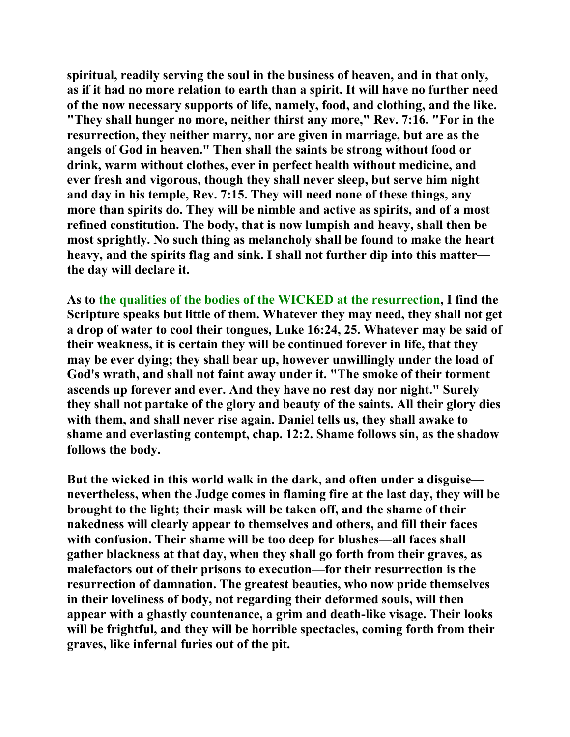**spiritual, readily serving the soul in the business of heaven, and in that only, as if it had no more relation to earth than a spirit. It will have no further need of the now necessary supports of life, namely, food, and clothing, and the like. "They shall hunger no more, neither thirst any more," Rev. 7:16. "For in the resurrection, they neither marry, nor are given in marriage, but are as the angels of God in heaven." Then shall the saints be strong without food or drink, warm without clothes, ever in perfect health without medicine, and ever fresh and vigorous, though they shall never sleep, but serve him night and day in his temple, Rev. 7:15. They will need none of these things, any more than spirits do. They will be nimble and active as spirits, and of a most refined constitution. The body, that is now lumpish and heavy, shall then be most sprightly. No such thing as melancholy shall be found to make the heart heavy, and the spirits flag and sink. I shall not further dip into this matter—the day will declare it.**

**As to the qualities of the bodies of the WICKED at the resurrection, I find the Scripture speaks but little of them. Whatever they may need, they shall not get a drop of water to cool their tongues, Luke 16:24, 25. Whatever may be said of their weakness, it is certain they will be continued forever in life, that they may be ever dying; they shall bear up, however unwillingly under the load of God's wrath, and shall not faint away under it. "The smoke of their torment ascends up forever and ever. And they have no rest day nor night." Surely they shall not partake of the glory and beauty of the saints. All their glory dies with them, and shall never rise again. Daniel tells us, they shall awake to shame and everlasting contempt, chap. 12:2. Shame follows sin, as the shadow follows the body.**

**But the wicked in this world walk in the dark, and often under a disguise—nevertheless, when the Judge comes in flaming fire at the last day, they will be brought to the light; their mask will be taken off, and the shame of their nakedness will clearly appear to themselves and others, and fill their faces with confusion. Their shame will be too deep for blushes—all faces shall gather blackness at that day, when they shall go forth from their graves, as malefactors out of their prisons to execution—for their resurrection is the resurrection of damnation. The greatest beauties, who now pride themselves in their loveliness of body, not regarding their deformed souls, will then appear with a ghastly countenance, a grim and death-like visage. Their looks will be frightful, and they will be horrible spectacles, coming forth from their graves, like infernal furies out of the pit.**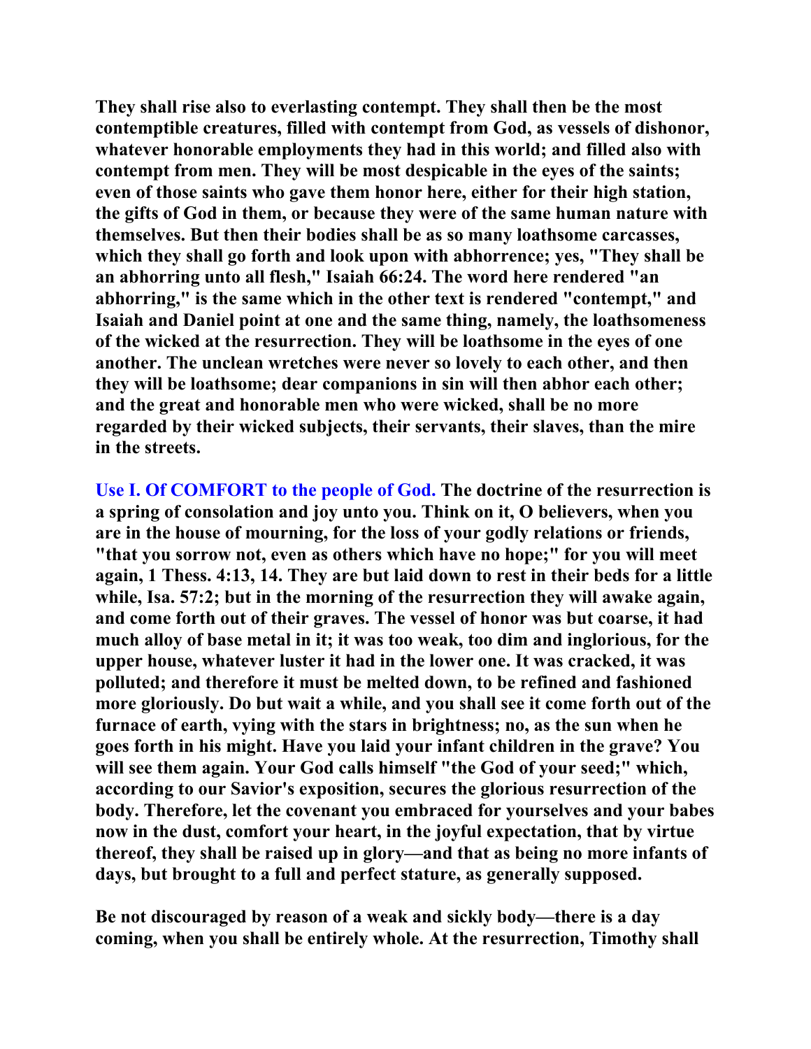**They shall rise also to everlasting contempt. They shall then be the most contemptible creatures, filled with contempt from God, as vessels of dishonor, whatever honorable employments they had in this world; and filled also with contempt from men. They will be most despicable in the eyes of the saints; even of those saints who gave them honor here, either for their high station, the gifts of God in them, or because they were of the same human nature with themselves. But then their bodies shall be as so many loathsome carcasses, which they shall go forth and look upon with abhorrence; yes, "They shall be an abhorring unto all flesh," Isaiah 66:24. The word here rendered "an abhorring," is the same which in the other text is rendered "contempt," and Isaiah and Daniel point at one and the same thing, namely, the loathsomeness of the wicked at the resurrection. They will be loathsome in the eyes of one another. The unclean wretches were never so lovely to each other, and then they will be loathsome; dear companions in sin will then abhor each other; and the great and honorable men who were wicked, shall be no more regarded by their wicked subjects, their servants, their slaves, than the mire in the streets.**

**Use I. Of COMFORT to the people of God. The doctrine of the resurrection is a spring of consolation and joy unto you. Think on it, O believers, when you are in the house of mourning, for the loss of your godly relations or friends, "that you sorrow not, even as others which have no hope;" for you will meet again, 1 Thess. 4:13, 14. They are but laid down to rest in their beds for a little while, Isa. 57:2; but in the morning of the resurrection they will awake again, and come forth out of their graves. The vessel of honor was but coarse, it had much alloy of base metal in it; it was too weak, too dim and inglorious, for the upper house, whatever luster it had in the lower one. It was cracked, it was polluted; and therefore it must be melted down, to be refined and fashioned more gloriously. Do but wait a while, and you shall see it come forth out of the furnace of earth, vying with the stars in brightness; no, as the sun when he goes forth in his might. Have you laid your infant children in the grave? You will see them again. Your God calls himself "the God of your seed;" which, according to our Savior's exposition, secures the glorious resurrection of the body. Therefore, let the covenant you embraced for yourselves and your babes now in the dust, comfort your heart, in the joyful expectation, that by virtue thereof, they shall be raised up in glory—and that as being no more infants of days, but brought to a full and perfect stature, as generally supposed.**

**Be not discouraged by reason of a weak and sickly body—there is a day coming, when you shall be entirely whole. At the resurrection, Timothy shall**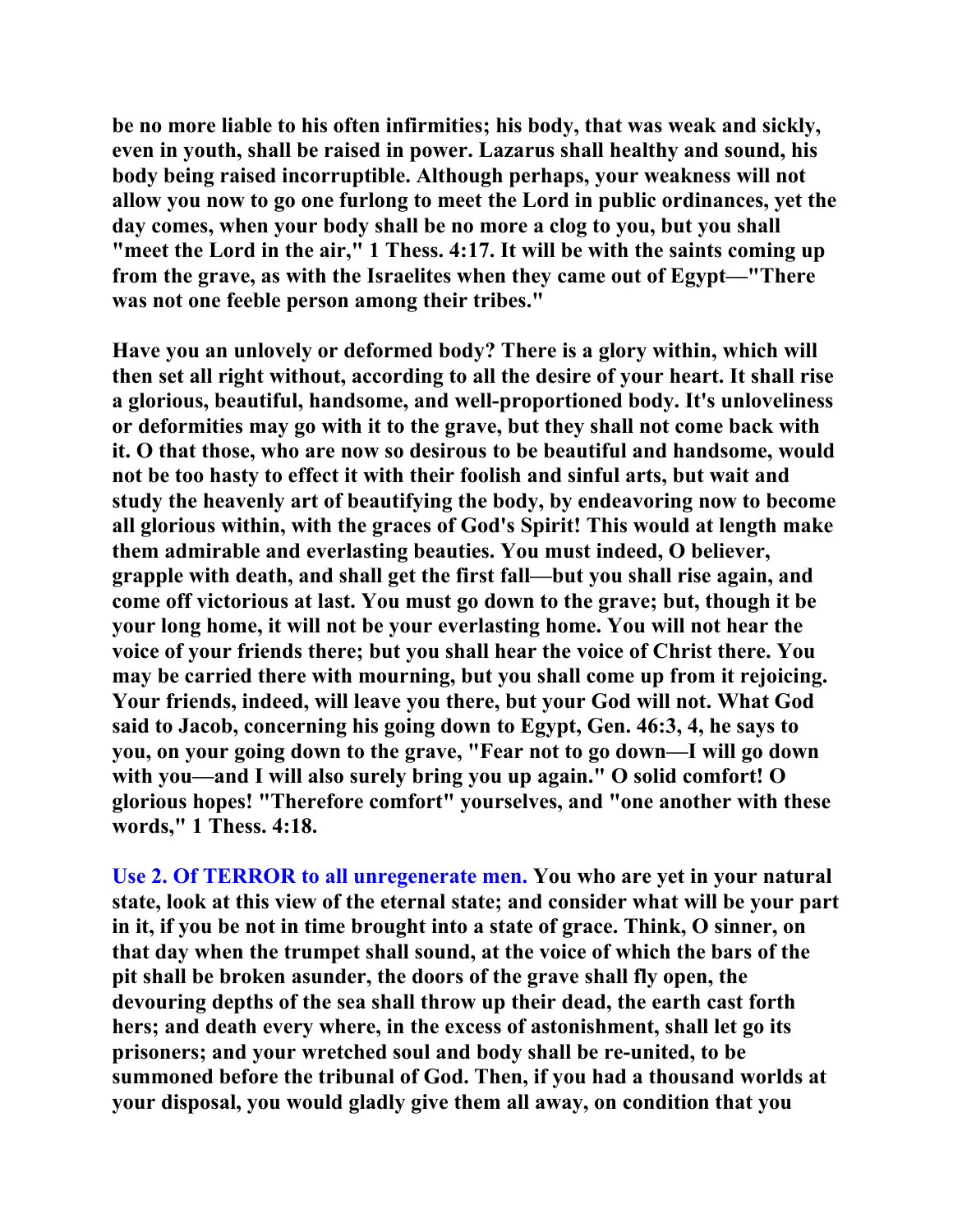**be no more liable to his often infirmities; his body, that was weak and sickly, even in youth, shall be raised in power. Lazarus shall healthy and sound, his body being raised incorruptible. Although perhaps, your weakness will not allow you now to go one furlong to meet the Lord in public ordinances, yet the day comes, when your body shall be no more a clog to you, but you shall "meet the Lord in the air," 1 Thess. 4:17. It will be with the saints coming up from the grave, as with the Israelites when they came out of Egypt—"There was not one feeble person among their tribes."**

**Have you an unlovely or deformed body? There is a glory within, which will then set all right without, according to all the desire of your heart. It shall rise a glorious, beautiful, handsome, and well-proportioned body. It's unloveliness or deformities may go with it to the grave, but they shall not come back with it. O that those, who are now so desirous to be beautiful and handsome, would not be too hasty to effect it with their foolish and sinful arts, but wait and study the heavenly art of beautifying the body, by endeavoring now to become all glorious within, with the graces of God's Spirit! This would at length make them admirable and everlasting beauties. You must indeed, O believer, grapple with death, and shall get the first fall—but you shall rise again, and come off victorious at last. You must go down to the grave; but, though it be your long home, it will not be your everlasting home. You will not hear the voice of your friends there; but you shall hear the voice of Christ there. You may be carried there with mourning, but you shall come up from it rejoicing. Your friends, indeed, will leave you there, but your God will not. What God said to Jacob, concerning his going down to Egypt, Gen. 46:3, 4, he says to you, on your going down to the grave, "Fear not to go down—I will go down with you—and I will also surely bring you up again." O solid comfort! O glorious hopes! "Therefore comfort" yourselves, and "one another with these words," 1 Thess. 4:18.**

**Use 2. Of TERROR to all unregenerate men. You who are yet in your natural state, look at this view of the eternal state; and consider what will be your part in it, if you be not in time brought into a state of grace. Think, O sinner, on that day when the trumpet shall sound, at the voice of which the bars of the pit shall be broken asunder, the doors of the grave shall fly open, the devouring depths of the sea shall throw up their dead, the earth cast forth hers; and death every where, in the excess of astonishment, shall let go its prisoners; and your wretched soul and body shall be re-united, to be summoned before the tribunal of God. Then, if you had a thousand worlds at your disposal, you would gladly give them all away, on condition that you**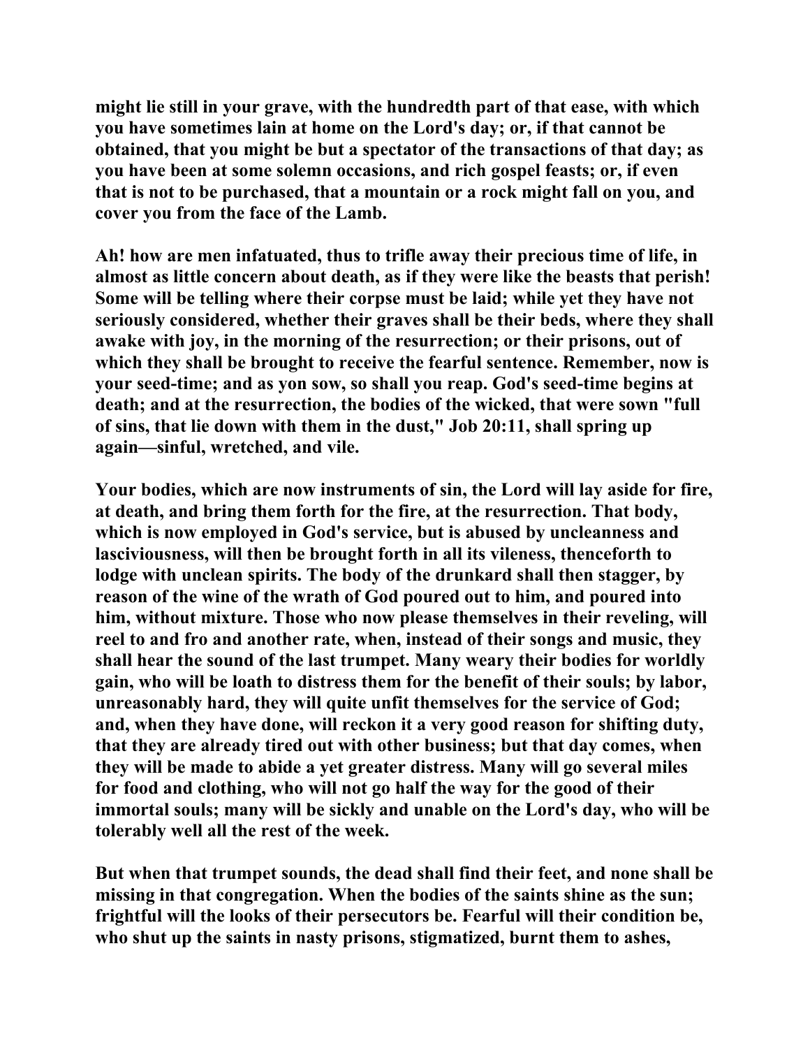might lie still in your grave, with the hundredth part of that ease, with which you have sometimes lain at home on the Lord's day; or, if that cannot be obtained, that you might be but a spectator of the transactions of that day; as you have been at some solemn occasions, and rich gospel feasts; or, if even that is not to be purchased, that a mountain or a rock might fall on you, and cover you from the face of the Lamb.

Ah! how are men infatuated, thus to trifle away their precious time of life, in almost as little concern about death, as if they were like the beasts that perish! Some will be telling where their corpse must be laid; while yet they have not seriously considered, whether their graves shall be their beds, where they shall awake with joy, in the morning of the resurrection; or their prisons, out of which they shall be brought to receive the fearful sentence. Remember, now is your seed-time; and as yon sow, so shall you reap. God's seed-time begins at death; and at the resurrection, the bodies of the wicked, that were sown "full of sins, that lie down with them in the dust," Job 20:11, shall spring up again—sinful, wretched, and vile.

Your bodies, which are now instruments of sin, the Lord will lay aside for fire, at death, and bring them forth for the fire, at the resurrection. That body, which is now employed in God's service, but is abused by uncleanness and lasciviousness, will then be brought forth in all its vileness, thenceforth to lodge with unclean spirits. The body of the drunkard shall then stagger, by reason of the wine of the wrath of God poured out to him, and poured into him, without mixture. Those who now please themselves in their reveling, will reel to and fro and another rate, when, instead of their songs and music, they shall hear the sound of the last trumpet. Many weary their bodies for worldly gain, who will be loath to distress them for the benefit of their souls; by labor, unreasonably hard, they will quite unfit themselves for the service of God; and, when they have done, will reckon it a very good reason for shifting duty, that they are already tired out with other business; but that day comes, when they will be made to abide a yet greater distress. Many will go several miles for food and clothing, who will not go half the way for the good of their immortal souls; many will be sickly and unable on the Lord's day, who will be tolerably well all the rest of the week.

But when that trumpet sounds, the dead shall find their feet, and none shall be missing in that congregation. When the bodies of the saints shine as the sun; frightful will the looks of their persecutors be. Fearful will their condition be, who shut up the saints in nasty prisons, stigmatized, burnt them to ashes,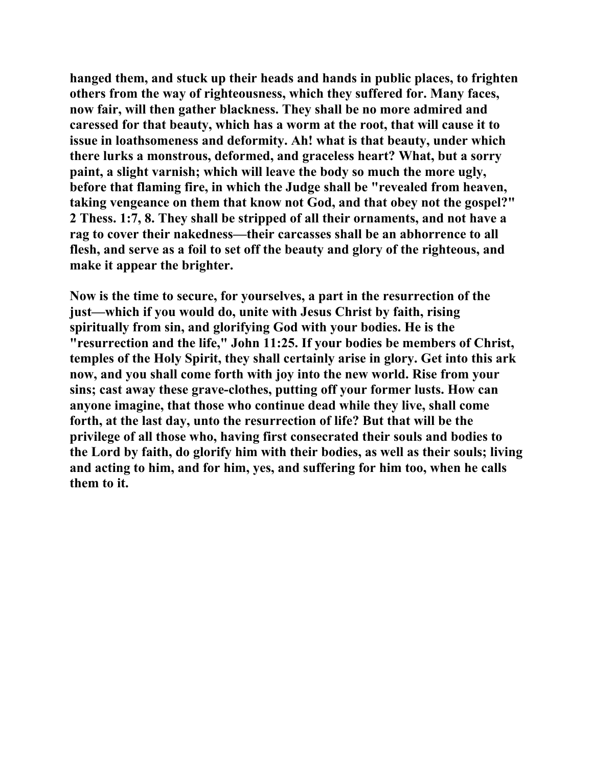**hanged them, and stuck up their heads and hands in public places, to frighten others from the way of righteousness, which they suffered for. Many faces, now fair, will then gather blackness. They shall be no more admired and caressed for that beauty, which has a worm at the root, that will cause it to issue in loathsomeness and deformity. Ah! what is that beauty, under which there lurks a monstrous, deformed, and graceless heart? What, but a sorry paint, a slight varnish; which will leave the body so much the more ugly, before that flaming fire, in which the Judge shall be "revealed from heaven, taking vengeance on them that know not God, and that obey not the gospel?" 2 Thess. 1:7, 8. They shall be stripped of all their ornaments, and not have a rag to cover their nakedness—their carcasses shall be an abhorrence to all flesh, and serve as a foil to set off the beauty and glory of the righteous, and make it appear the brighter.**

**Now is the time to secure, for yourselves, a part in the resurrection of the just—which if you would do, unite with Jesus Christ by faith, rising spiritually from sin, and glorifying God with your bodies. He is the "resurrection and the life," John 11:25. If your bodies be members of Christ, temples of the Holy Spirit, they shall certainly arise in glory. Get into this ark now, and you shall come forth with joy into the new world. Rise from your sins; cast away these grave-clothes, putting off your former lusts. How can anyone imagine, that those who continue dead while they live, shall come forth, at the last day, unto the resurrection of life? But that will be the privilege of all those who, having first consecrated their souls and bodies to the Lord by faith, do glorify him with their bodies, as well as their souls; living and acting to him, and for him, yes, and suffering for him too, when he calls them to it.**